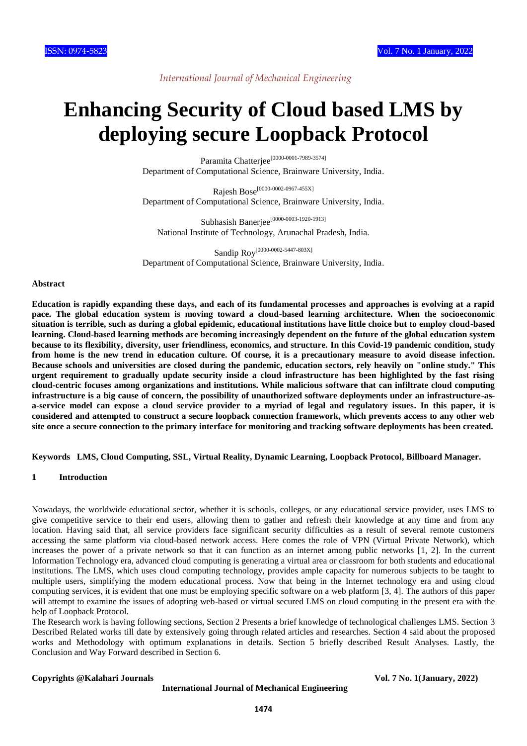*International Journal of Mechanical Engineering*

# Enhancing Security of Cloud based LMS by deploying secure Loopback Protocol

Paramita Chatterjee[0000-0001-7989-3574]
Department of Computational Science, Brainware University, India.

Rajesh Bose[0000-0002-0967-455X]
Department of Computational Science, Brainware University, India.

Subhasish Banerjee[0000-0003-1920-1913]
National Institute of Technology, Arunachal Pradesh, India.

Sandip Roy[0000-0002-5447-803X]
Department of Computational Science, Brainware University, India.

**Abstract**

**Education is rapidly expanding these days, and each of its fundamental processes and approaches is evolving at a rapid pace. The global education system is moving toward a cloud-based learning architecture. When the socioeconomic situation is terrible, such as during a global epidemic, educational institutions have little choice but to employ cloud-based learning. Cloud-based learning methods are becoming increasingly dependent on the future of the global education system because to its flexibility, diversity, user friendliness, economics, and structure. In this Covid-19 pandemic condition, study from home is the new trend in education culture. Of course, it is a precautionary measure to avoid disease infection. Because schools and universities are closed during the pandemic, education sectors, rely heavily on "online study." This urgent requirement to gradually update security inside a cloud infrastructure has been highlighted by the fast rising cloud-centric focuses among organizations and institutions. While malicious software that can infiltrate cloud computing infrastructure is a big cause of concern, the possibility of unauthorized software deployments under an infrastructure-as-a-service model can expose a cloud service provider to a myriad of legal and regulatory issues. In this paper, it is considered and attempted to construct a secure loopback connection framework, which prevents access to any other web site once a secure connection to the primary interface for monitoring and tracking software deployments has been created.**

**Keywords** **LMS, Cloud Computing, SSL, Virtual Reality, Dynamic Learning, Loopback Protocol, Billboard Manager.**

## 1 Introduction

Nowadays, the worldwide educational sector, whether it is schools, colleges, or any educational service provider, uses LMS to give competitive service to their end users, allowing them to gather and refresh their knowledge at any time and from any location. Having said that, all service providers face significant security difficulties as a result of several remote customers accessing the same platform via cloud-based network access. Here comes the role of VPN (Virtual Private Network), which increases the power of a private network so that it can function as an internet among public networks [1, 2]. In the current Information Technology era, advanced cloud computing is generating a virtual area or classroom for both students and educational institutions. The LMS, which uses cloud computing technology, provides ample capacity for numerous subjects to be taught to multiple users, simplifying the modern educational process. Now that being in the Internet technology era and using cloud computing services, it is evident that one must be employing specific software on a web platform [3, 4]. The authors of this paper will attempt to examine the issues of adopting web-based or virtual secured LMS on cloud computing in the present era with the help of Loopback Protocol.

The Research work is having following sections, Section 2 Presents a brief knowledge of technological challenges LMS. Section 3 Described Related works till date by extensively going through related articles and researches. Section 4 said about the proposed works and Methodology with optimum explanations in details. Section 5 briefly described Result Analyses. Lastly, the Conclusion and Way Forward described in Section 6.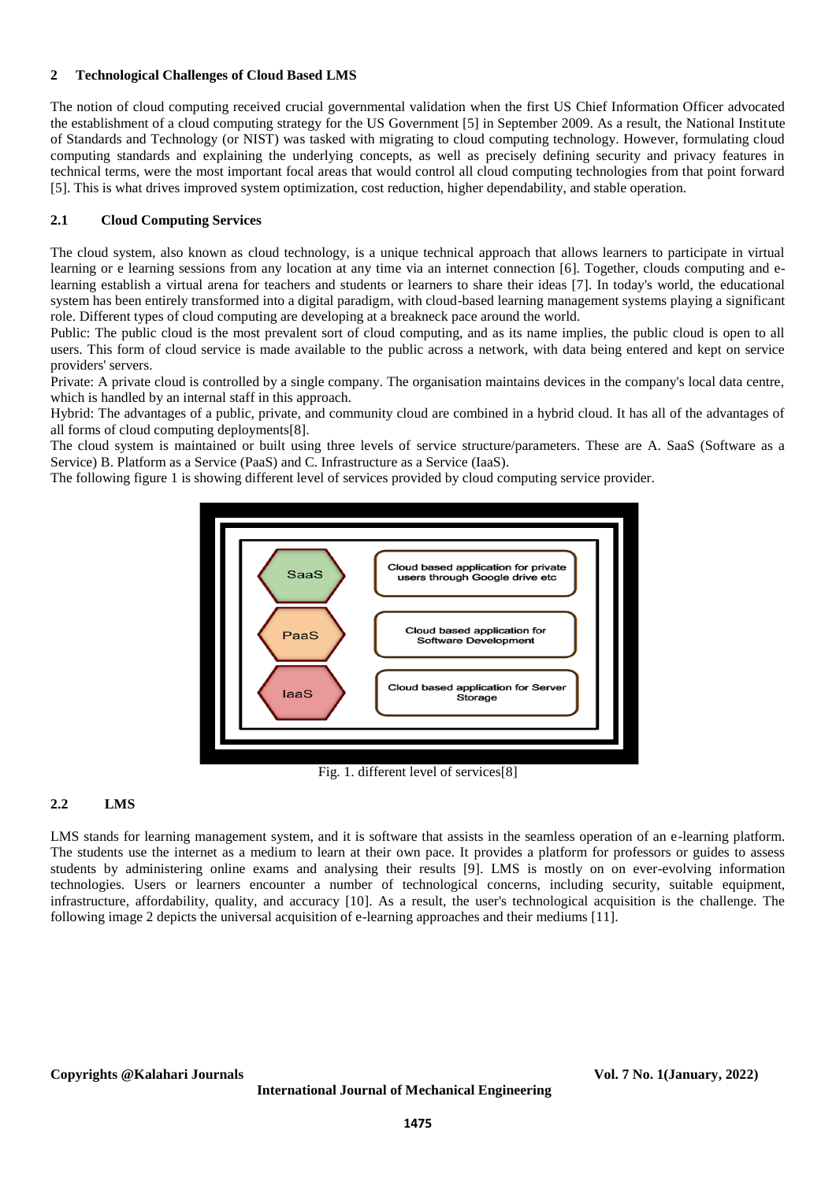## 2 Technological Challenges of Cloud Based LMS

The notion of cloud computing received crucial governmental validation when the first US Chief Information Officer advocated the establishment of a cloud computing strategy for the US Government [5] in September 2009. As a result, the National Institute of Standards and Technology (or NIST) was tasked with migrating to cloud computing technology. However, formulating cloud computing standards and explaining the underlying concepts, as well as precisely defining security and privacy features in technical terms, were the most important focal areas that would control all cloud computing technologies from that point forward [5]. This is what drives improved system optimization, cost reduction, higher dependability, and stable operation.

### 2.1 Cloud Computing Services

The cloud system, also known as cloud technology, is a unique technical approach that allows learners to participate in virtual learning or e learning sessions from any location at any time via an internet connection [6]. Together, clouds computing and e-learning establish a virtual arena for teachers and students or learners to share their ideas [7]. In today's world, the educational system has been entirely transformed into a digital paradigm, with cloud-based learning management systems playing a significant role. Different types of cloud computing are developing at a breakneck pace around the world.

Public: The public cloud is the most prevalent sort of cloud computing, and as its name implies, the public cloud is open to all users. This form of cloud service is made available to the public across a network, with data being entered and kept on service providers' servers.

Private: A private cloud is controlled by a single company. The organisation maintains devices in the company's local data centre, which is handled by an internal staff in this approach.

Hybrid: The advantages of a public, private, and community cloud are combined in a hybrid cloud. It has all of the advantages of all forms of cloud computing deployments[8].

The cloud system is maintained or built using three levels of service structure/parameters. These are A. SaaS (Software as a Service) B. Platform as a Service (PaaS) and C. Infrastructure as a Service (IaaS).

The following figure 1 is showing different level of services provided by cloud computing service provider.

| | |
|---|---|
| SaaS | Cloud based application for private users through Google drive etc |
| PaaS | Cloud based application for Software Development |
| IaaS | Cloud based application for Server Storage |

Fig. 1. different level of services[8]

### 2.2 LMS

LMS stands for learning management system, and it is software that assists in the seamless operation of an e-learning platform. The students use the internet as a medium to learn at their own pace. It provides a platform for professors or guides to assess students by administering online exams and analysing their results [9]. LMS is mostly on on ever-evolving information technologies. Users or learners encounter a number of technological concerns, including security, suitable equipment, infrastructure, affordability, quality, and accuracy [10]. As a result, the user's technological acquisition is the challenge. The following image 2 depicts the universal acquisition of e-learning approaches and their mediums [11].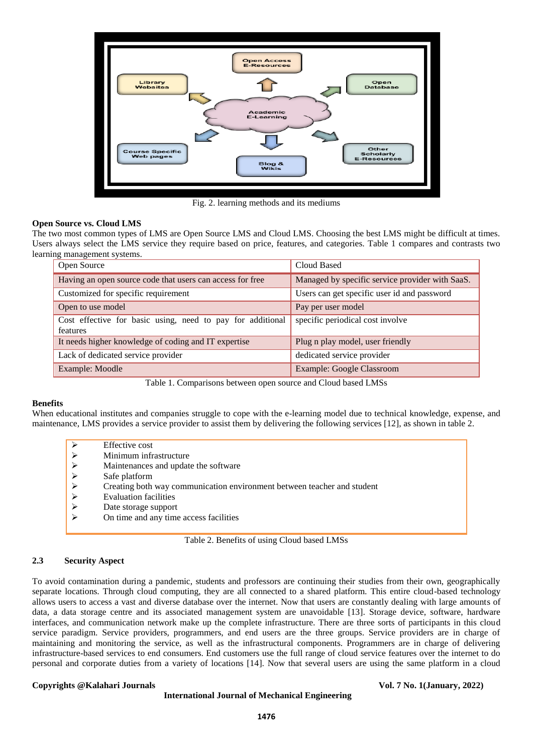Fig. 2. learning methods and its mediums

**Open Source vs. Cloud LMS**

The two most common types of LMS are Open Source LMS and Cloud LMS. Choosing the best LMS might be difficult at times. Users always select the LMS service they require based on price, features, and categories. Table 1 compares and contrasts two learning management systems.

| Open Source | Cloud Based |
|---|---|
| Having an open source code that users can access for free | Managed by specific service provider with SaaS. |
| Customized for specific requirement | Users can get specific user id and password |
| Open to use model | Pay per user model |
| Cost effective for basic using, need to pay for additional features | specific periodical cost involve |
| It needs higher knowledge of coding and IT expertise | Plug n play model, user friendly |
| Lack of dedicated service provider | dedicated service provider |
| Example: Moodle | Example: Google Classroom |

Table 1. Comparisons between open source and Cloud based LMSs

**Benefits**

When educational institutes and companies struggle to cope with the e-learning model due to technical knowledge, expense, and maintenance, LMS provides a service provider to assist them by delivering the following services [12], as shown in table 2.

- Effective cost
- Minimum infrastructure
- Maintenances and update the software
- Safe platform
- Creating both way communication environment between teacher and student
- Evaluation facilities
- Date storage support
- On time and any time access facilities

Table 2. Benefits of using Cloud based LMSs

## 2.3 Security Aspect

To avoid contamination during a pandemic, students and professors are continuing their studies from their own, geographically separate locations. Through cloud computing, they are all connected to a shared platform. This entire cloud-based technology allows users to access a vast and diverse database over the internet. Now that users are constantly dealing with large amounts of data, a data storage centre and its associated management system are unavoidable [13]. Storage device, software, hardware interfaces, and communication network make up the complete infrastructure. There are three sorts of participants in this cloud service paradigm. Service providers, programmers, and end users are the three groups. Service providers are in charge of maintaining and monitoring the service, as well as the infrastructural components. Programmers are in charge of delivering infrastructure-based services to end consumers. End customers use the full range of cloud service features over the internet to do personal and corporate duties from a variety of locations [14]. Now that several users are using the same platform in a cloud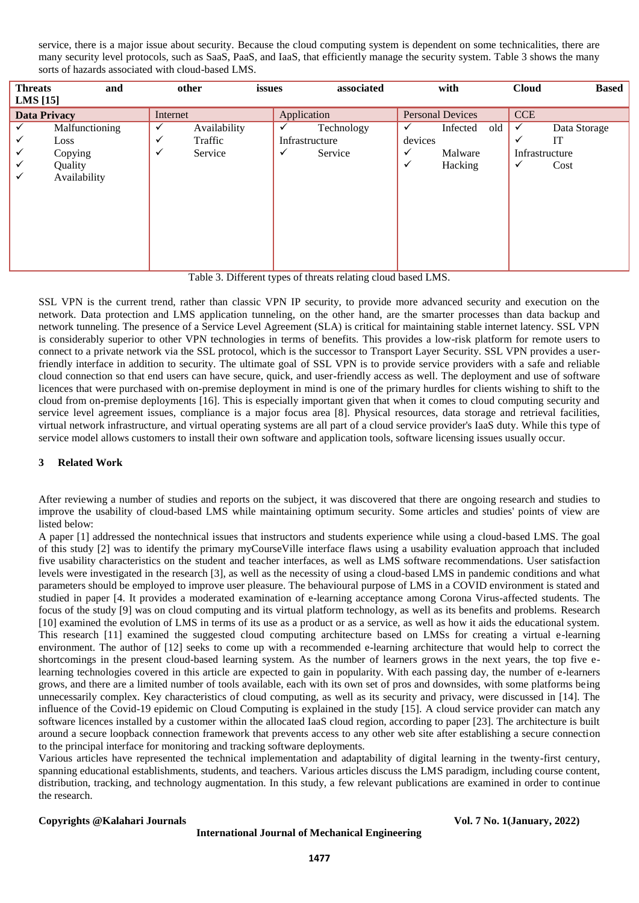service, there is a major issue about security. Because the cloud computing system is dependent on some technicalities, there are many security level protocols, such as SaaS, PaaS, and IaaS, that efficiently manage the security system. Table 3 shows the many sorts of hazards associated with cloud-based LMS.

| **Threats and other issues associated with Cloud Based LMS [15]** | | | | |
|---|---|---|---|---|
| **Data Privacy** | Internet | Application | Personal Devices | CCE |
| ✓ Malfunctioning<br>✓ Loss<br>✓ Copying<br>✓ Quality<br>✓ Availability | ✓ Availability<br>✓ Traffic<br>✓ Service | ✓ Technology Infrastructure<br>✓ Service | ✓ Infected old devices<br>✓ Malware<br>✓ Hacking | ✓ Data Storage<br>✓ IT Infrastructure<br>✓ Cost |

Table 3. Different types of threats relating cloud based LMS.

SSL VPN is the current trend, rather than classic VPN IP security, to provide more advanced security and execution on the network. Data protection and LMS application tunneling, on the other hand, are the smarter processes than data backup and network tunneling. The presence of a Service Level Agreement (SLA) is critical for maintaining stable internet latency. SSL VPN is considerably superior to other VPN technologies in terms of benefits. This provides a low-risk platform for remote users to connect to a private network via the SSL protocol, which is the successor to Transport Layer Security. SSL VPN provides a user-friendly interface in addition to security. The ultimate goal of SSL VPN is to provide service providers with a safe and reliable cloud connection so that end users can have secure, quick, and user-friendly access as well. The deployment and use of software licences that were purchased with on-premise deployment in mind is one of the primary hurdles for clients wishing to shift to the cloud from on-premise deployments [16]. This is especially important given that when it comes to cloud computing security and service level agreement issues, compliance is a major focus area [8]. Physical resources, data storage and retrieval facilities, virtual network infrastructure, and virtual operating systems are all part of a cloud service provider's IaaS duty. While this type of service model allows customers to install their own software and application tools, software licensing issues usually occur.

## 3 Related Work

After reviewing a number of studies and reports on the subject, it was discovered that there are ongoing research and studies to improve the usability of cloud-based LMS while maintaining optimum security. Some articles and studies' points of view are listed below:

A paper [1] addressed the nontechnical issues that instructors and students experience while using a cloud-based LMS. The goal of this study [2] was to identify the primary myCourseVille interface flaws using a usability evaluation approach that included five usability characteristics on the student and teacher interfaces, as well as LMS software recommendations. User satisfaction levels were investigated in the research [3], as well as the necessity of using a cloud-based LMS in pandemic conditions and what parameters should be employed to improve user pleasure. The behavioural purpose of LMS in a COVID environment is stated and studied in paper [4. It provides a moderated examination of e-learning acceptance among Corona Virus-affected students. The focus of the study [9] was on cloud computing and its virtual platform technology, as well as its benefits and problems. Research [10] examined the evolution of LMS in terms of its use as a product or as a service, as well as how it aids the educational system. This research [11] examined the suggested cloud computing architecture based on LMSs for creating a virtual e-learning environment. The author of [12] seeks to come up with a recommended e-learning architecture that would help to correct the shortcomings in the present cloud-based learning system. As the number of learners grows in the next years, the top five e-learning technologies covered in this article are expected to gain in popularity. With each passing day, the number of e-learners grows, and there are a limited number of tools available, each with its own set of pros and downsides, with some platforms being unnecessarily complex. Key characteristics of cloud computing, as well as its security and privacy, were discussed in [14]. The influence of the Covid-19 epidemic on Cloud Computing is explained in the study [15]. A cloud service provider can match any software licences installed by a customer within the allocated IaaS cloud region, according to paper [23]. The architecture is built around a secure loopback connection framework that prevents access to any other web site after establishing a secure connection to the principal interface for monitoring and tracking software deployments.

Various articles have represented the technical implementation and adaptability of digital learning in the twenty-first century, spanning educational establishments, students, and teachers. Various articles discuss the LMS paradigm, including course content, distribution, tracking, and technology augmentation. In this study, a few relevant publications are examined in order to continue the research.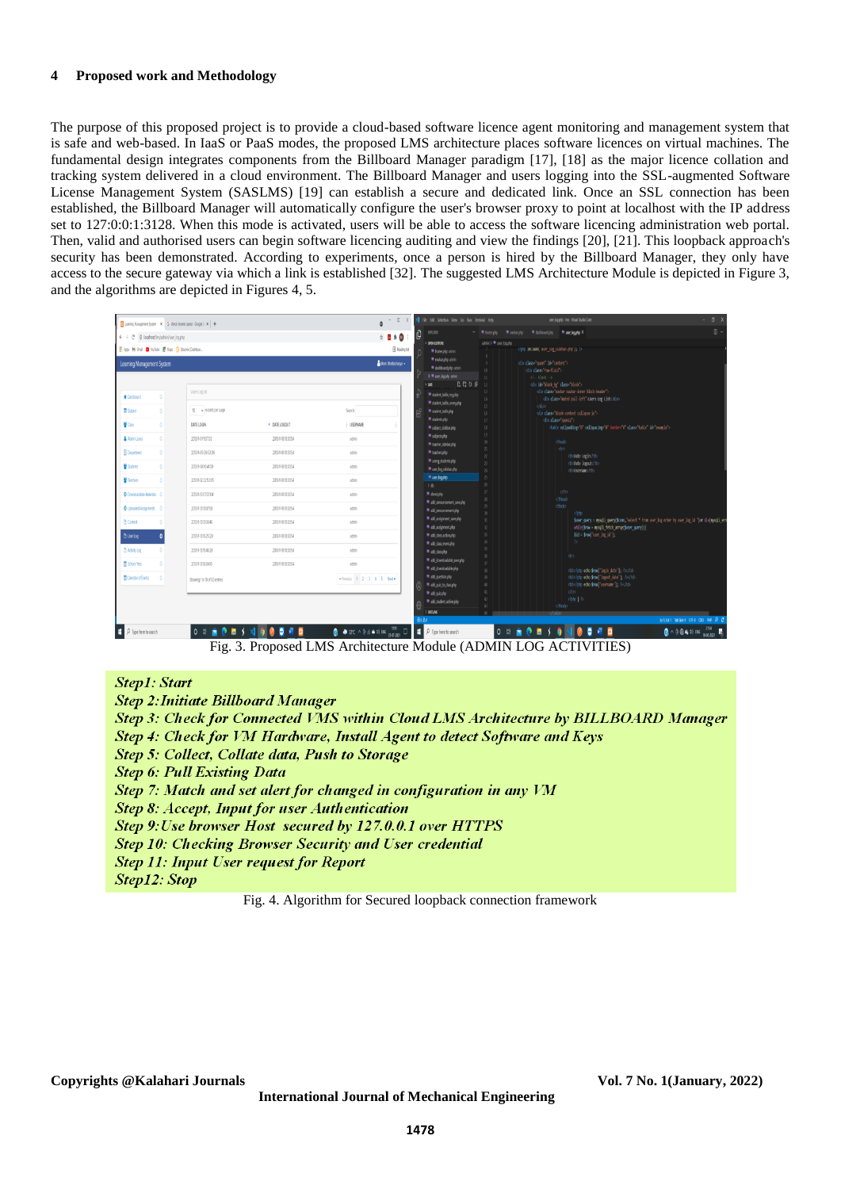## 4 Proposed work and Methodology

The purpose of this proposed project is to provide a cloud-based software licence agent monitoring and management system that is safe and web-based. In IaaS or PaaS modes, the proposed LMS architecture places software licences on virtual machines. The fundamental design integrates components from the Billboard Manager paradigm [17], [18] as the major licence collation and tracking system delivered in a cloud environment. The Billboard Manager and users logging into the SSL-augmented Software License Management System (SASLMS) [19] can establish a secure and dedicated link. Once an SSL connection has been established, the Billboard Manager will automatically configure the user's browser proxy to point at localhost with the IP address set to 127:0:0:1:3128. When this mode is activated, users will be able to access the software licencing administration web portal. Then, valid and authorised users can begin software licencing auditing and view the findings [20], [21]. This loopback approach's security has been demonstrated. According to experiments, once a person is hired by the Billboard Manager, they only have access to the secure gateway via which a link is established [32]. The suggested LMS Architecture Module is depicted in Figure 3, and the algorithms are depicted in Figures 4, 5.

Fig. 3. Proposed LMS Architecture Module (ADMIN LOG ACTIVITIES)

*Step1: Start*
*Step 2:Initiate Billboard Manager*
*Step 3: Check for Connected VMS within Cloud LMS Architecture by BILLBOARD Manager*
*Step 4: Check for VM Hardware, Install Agent to detect Software and Keys*
*Step 5: Collect, Collate data, Push to Storage*
*Step 6: Pull Existing Data*
*Step 7: Match and set alert for changed in configuration in any VM*
*Step 8: Accept, Input for user Authentication*
*Step 9:Use browser Host secured by 127.0.0.1 over HTTPS*
*Step 10: Checking Browser Security and User credential*
*Step 11: Input User request for Report*
*Step12: Stop*

Fig. 4. Algorithm for Secured loopback connection framework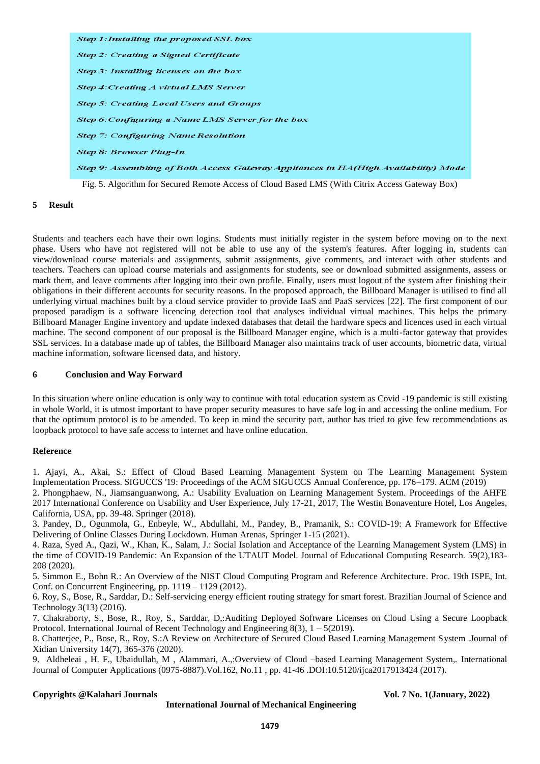*Step 1:Installing the proposed SSL box*

*Step 2: Creating a Signed Certificate*

*Step 3: Installing licenses on the box*

*Step 4:Creating A virtual LMS Server*

*Step 5: Creating Local Users and Groups*

*Step 6:Configuring a Name LMS Server for the box*

*Step 7: Configuring Name Resolution*

*Step 8: Browser Plug-In*

*Step 9: Assembling of Both Access Gateway Appliances in HA(High Availability) Mode*

Fig. 5. Algorithm for Secured Remote Access of Cloud Based LMS (With Citrix Access Gateway Box)

## 5 Result

Students and teachers each have their own logins. Students must initially register in the system before moving on to the next phase. Users who have not registered will not be able to use any of the system's features. After logging in, students can view/download course materials and assignments, submit assignments, give comments, and interact with other students and teachers. Teachers can upload course materials and assignments for students, see or download submitted assignments, assess or mark them, and leave comments after logging into their own profile. Finally, users must logout of the system after finishing their obligations in their different accounts for security reasons. In the proposed approach, the Billboard Manager is utilised to find all underlying virtual machines built by a cloud service provider to provide IaaS and PaaS services [22]. The first component of our proposed paradigm is a software licencing detection tool that analyses individual virtual machines. This helps the primary Billboard Manager Engine inventory and update indexed databases that detail the hardware specs and licences used in each virtual machine. The second component of our proposal is the Billboard Manager engine, which is a multi-factor gateway that provides SSL services. In a database made up of tables, the Billboard Manager also maintains track of user accounts, biometric data, virtual machine information, software licensed data, and history.

## 6 Conclusion and Way Forward

In this situation where online education is only way to continue with total education system as Covid -19 pandemic is still existing in whole World, it is utmost important to have proper security measures to have safe log in and accessing the online medium. For that the optimum protocol is to be amended. To keep in mind the security part, author has tried to give few recommendations as loopback protocol to have safe access to internet and have online education.

## Reference

1. Ajayi, A., Akai, S.: Effect of Cloud Based Learning Management System on The Learning Management System Implementation Process. SIGUCCS '19: Proceedings of the ACM SIGUCCS Annual Conference, pp. 176–179. ACM (2019)
2. Phongphaew, N., Jiamsanguanwong, A.: Usability Evaluation on Learning Management System. Proceedings of the AHFE 2017 International Conference on Usability and User Experience, July 17-21, 2017, The Westin Bonaventure Hotel, Los Angeles, California, USA, pp. 39-48. Springer (2018).
3. Pandey, D., Ogunmola, G., Enbeyle, W., Abdullahi, M., Pandey, B., Pramanik, S.: COVID-19: A Framework for Effective Delivering of Online Classes During Lockdown. Human Arenas, Springer 1-15 (2021).
4. Raza, Syed A., Qazi, W., Khan, K., Salam, J.: Social Isolation and Acceptance of the Learning Management System (LMS) in the time of COVID-19 Pandemic: An Expansion of the UTAUT Model. Journal of Educational Computing Research. 59(2),183-208 (2020).
5. Simmon E., Bohn R.: An Overview of the NIST Cloud Computing Program and Reference Architecture. Proc. 19th ISPE, Int. Conf. on Concurrent Engineering, pp. 1119 – 1129 (2012).
6. Roy, S., Bose, R., Sarddar, D.: Self-servicing energy efficient routing strategy for smart forest. Brazilian Journal of Science and Technology 3(13) (2016).
7. Chakraborty, S., Bose, R., Roy, S., Sarddar, D,:Auditing Deployed Software Licenses on Cloud Using a Secure Loopback Protocol. International Journal of Recent Technology and Engineering 8(3), 1 – 5(2019).
8. Chatterjee, P., Bose, R., Roy, S.:A Review on Architecture of Secured Cloud Based Learning Management System .Journal of Xidian University 14(7), 365-376 (2020).
9. Aldheleai , H. F., Ubaidullah, M , Alammari, A.,:Overview of Cloud –based Learning Management System,. International Journal of Computer Applications (0975-8887).Vol.162, No.11 , pp. 41-46 .DOI:10.5120/ijca2017913424 (2017).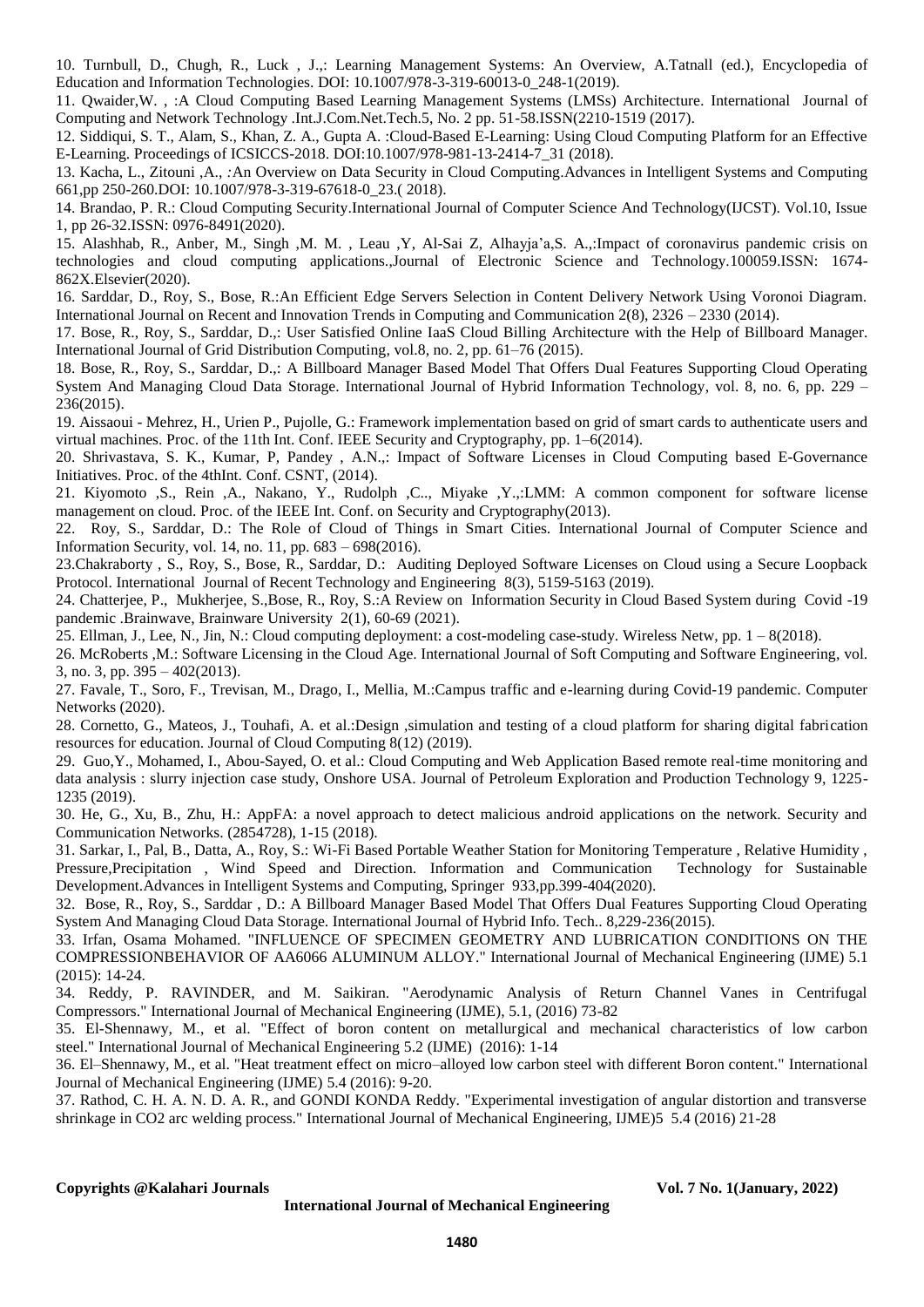10. Turnbull, D., Chugh, R., Luck , J.,: Learning Management Systems: An Overview, A.Tatnall (ed.), Encyclopedia of Education and Information Technologies. DOI: 10.1007/978-3-319-60013-0_248-1(2019).

11. Qwaider,W. , :A Cloud Computing Based Learning Management Systems (LMSs) Architecture. International Journal of Computing and Network Technology .Int.J.Com.Net.Tech.5, No. 2 pp. 51-58.ISSN(2210-1519 (2017).

12. Siddiqui, S. T., Alam, S., Khan, Z. A., Gupta A. :Cloud-Based E-Learning: Using Cloud Computing Platform for an Effective E-Learning. Proceedings of ICSICCS-2018. DOI:10.1007/978-981-13-2414-7_31 (2018).

13. Kacha, L., Zitouni ,A., :An Overview on Data Security in Cloud Computing.Advances in Intelligent Systems and Computing 661,pp 250-260.DOI: 10.1007/978-3-319-67618-0_23.( 2018).

14. Brandao, P. R.: Cloud Computing Security.International Journal of Computer Science And Technology(IJCST). Vol.10, Issue 1, pp 26-32.ISSN: 0976-8491(2020).

15. Alashhab, R., Anber, M., Singh ,M. M. , Leau ,Y, Al-Sai Z, Alhayja'a,S. A.,:Impact of coronavirus pandemic crisis on technologies and cloud computing applications.,Journal of Electronic Science and Technology.100059.ISSN: 1674-862X.Elsevier(2020).

16. Sarddar, D., Roy, S., Bose, R.:An Efficient Edge Servers Selection in Content Delivery Network Using Voronoi Diagram. International Journal on Recent and Innovation Trends in Computing and Communication 2(8), 2326 – 2330 (2014).

17. Bose, R., Roy, S., Sarddar, D.,: User Satisfied Online IaaS Cloud Billing Architecture with the Help of Billboard Manager. International Journal of Grid Distribution Computing, vol.8, no. 2, pp. 61–76 (2015).

18. Bose, R., Roy, S., Sarddar, D.,: A Billboard Manager Based Model That Offers Dual Features Supporting Cloud Operating System And Managing Cloud Data Storage. International Journal of Hybrid Information Technology, vol. 8, no. 6, pp. 229 – 236(2015).

19. Aissaoui - Mehrez, H., Urien P., Pujolle, G.: Framework implementation based on grid of smart cards to authenticate users and virtual machines. Proc. of the 11th Int. Conf. IEEE Security and Cryptography, pp. 1–6(2014).

20. Shrivastava, S. K., Kumar, P, Pandey , A.N.,: Impact of Software Licenses in Cloud Computing based E-Governance Initiatives. Proc. of the 4thInt. Conf. CSNT, (2014).

21. Kiyomoto ,S., Rein ,A., Nakano, Y., Rudolph ,C.., Miyake ,Y.,:LMM: A common component for software license management on cloud. Proc. of the IEEE Int. Conf. on Security and Cryptography(2013).

22. Roy, S., Sarddar, D.: The Role of Cloud of Things in Smart Cities. International Journal of Computer Science and Information Security, vol. 14, no. 11, pp. 683 – 698(2016).

23.Chakraborty , S., Roy, S., Bose, R., Sarddar, D.: Auditing Deployed Software Licenses on Cloud using a Secure Loopback Protocol. International Journal of Recent Technology and Engineering 8(3), 5159-5163 (2019).

24. Chatterjee, P., Mukherjee, S.,Bose, R., Roy, S.:A Review on Information Security in Cloud Based System during Covid -19 pandemic .Brainwave, Brainware University 2(1), 60-69 (2021).

25. Ellman, J., Lee, N., Jin, N.: Cloud computing deployment: a cost-modeling case-study. Wireless Netw, pp. 1 – 8(2018).

26. McRoberts ,M.: Software Licensing in the Cloud Age. International Journal of Soft Computing and Software Engineering, vol. 3, no. 3, pp. 395 – 402(2013).

27. Favale, T., Soro, F., Trevisan, M., Drago, I., Mellia, M.:Campus traffic and e-learning during Covid-19 pandemic. Computer Networks (2020).

28. Cornetto, G., Mateos, J., Touhafi, A. et al.:Design ,simulation and testing of a cloud platform for sharing digital fabrication resources for education. Journal of Cloud Computing 8(12) (2019).

29. Guo,Y., Mohamed, I., Abou-Sayed, O. et al.: Cloud Computing and Web Application Based remote real-time monitoring and data analysis : slurry injection case study, Onshore USA. Journal of Petroleum Exploration and Production Technology 9, 1225-1235 (2019).

30. He, G., Xu, B., Zhu, H.: AppFA: a novel approach to detect malicious android applications on the network. Security and Communication Networks. (2854728), 1-15 (2018).

31. Sarkar, I., Pal, B., Datta, A., Roy, S.: Wi-Fi Based Portable Weather Station for Monitoring Temperature , Relative Humidity , Pressure,Precipitation , Wind Speed and Direction. Information and Communication Technology for Sustainable Development.Advances in Intelligent Systems and Computing, Springer 933,pp.399-404(2020).

32. Bose, R., Roy, S., Sarddar , D.: A Billboard Manager Based Model That Offers Dual Features Supporting Cloud Operating System And Managing Cloud Data Storage. International Journal of Hybrid Info. Tech.. 8,229-236(2015).

33. Irfan, Osama Mohamed. "INFLUENCE OF SPECIMEN GEOMETRY AND LUBRICATION CONDITIONS ON THE COMPRESSIONBEHAVIOR OF AA6066 ALUMINUM ALLOY." International Journal of Mechanical Engineering (IJME) 5.1 (2015): 14-24.

34. Reddy, P. RAVINDER, and M. Saikiran. "Aerodynamic Analysis of Return Channel Vanes in Centrifugal Compressors." International Journal of Mechanical Engineering (IJME), 5.1, (2016) 73-82

35. El-Shennawy, M., et al. "Effect of boron content on metallurgical and mechanical characteristics of low carbon steel." International Journal of Mechanical Engineering 5.2 (IJME) (2016): 1-14

36. El–Shennawy, M., et al. "Heat treatment effect on micro–alloyed low carbon steel with different Boron content." International Journal of Mechanical Engineering (IJME) 5.4 (2016): 9-20.

37. Rathod, C. H. A. N. D. A. R., and GONDI KONDA Reddy. "Experimental investigation of angular distortion and transverse shrinkage in CO2 arc welding process." International Journal of Mechanical Engineering, IJME)5 5.4 (2016) 21-28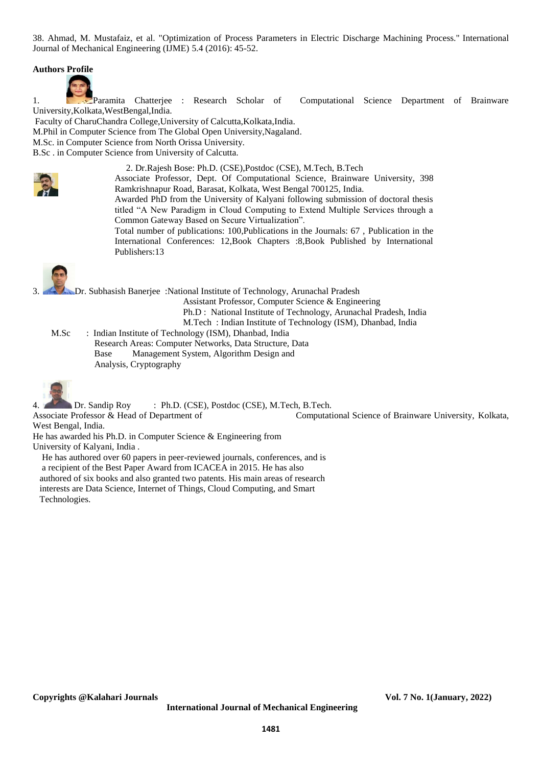38. Ahmad, M. Mustafaiz, et al. "Optimization of Process Parameters in Electric Discharge Machining Process." International Journal of Mechanical Engineering (IJME) 5.4 (2016): 45-52.

**Authors Profile**

1. Paramita Chatterjee : Research Scholar of Computational Science Department of Brainware University,Kolkata,WestBengal,India.
Faculty of CharuChandra College,University of Calcutta,Kolkata,India.
M.Phil in Computer Science from The Global Open University,Nagaland.
M.Sc. in Computer Science from North Orissa University.
B.Sc . in Computer Science from University of Calcutta.

2. Dr.Rajesh Bose: Ph.D. (CSE),Postdoc (CSE), M.Tech, B.Tech
Associate Professor, Dept. Of Computational Science, Brainware University, 398 Ramkrishnapur Road, Barasat, Kolkata, West Bengal 700125, India.
Awarded PhD from the University of Kalyani following submission of doctoral thesis titled "A New Paradigm in Cloud Computing to Extend Multiple Services through a Common Gateway Based on Secure Virtualization".
Total number of publications: 100,Publications in the Journals: 67 , Publication in the International Conferences: 12,Book Chapters :8,Book Published by International Publishers:13

3. Dr. Subhasish Banerjee :National Institute of Technology, Arunachal Pradesh
Assistant Professor, Computer Science & Engineering
Ph.D : National Institute of Technology, Arunachal Pradesh, India
M.Tech : Indian Institute of Technology (ISM), Dhanbad, India
M.Sc : Indian Institute of Technology (ISM), Dhanbad, India
Research Areas: Computer Networks, Data Structure, Data Base Management System, Algorithm Design and Analysis, Cryptography

4. Dr. Sandip Roy : Ph.D. (CSE), Postdoc (CSE), M.Tech, B.Tech.
Associate Professor & Head of Department of Computational Science of Brainware University, Kolkata, West Bengal, India.
He has awarded his Ph.D. in Computer Science & Engineering from University of Kalyani, India .
He has authored over 60 papers in peer-reviewed journals, conferences, and is a recipient of the Best Paper Award from ICACEA in 2015. He has also authored of six books and also granted two patents. His main areas of research interests are Data Science, Internet of Things, Cloud Computing, and Smart Technologies.